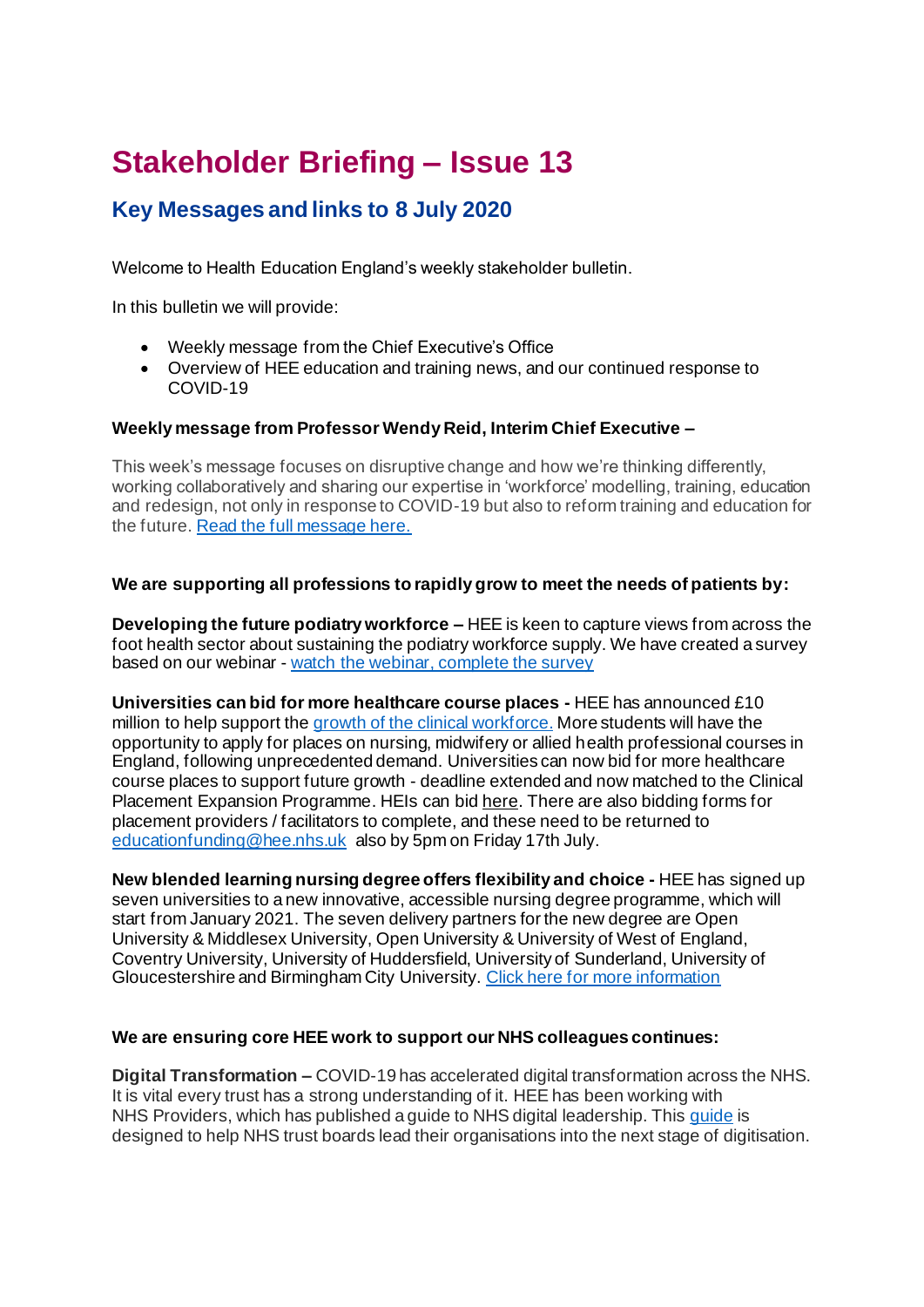# Stakeholder Briefing – Issue 13

## Key Messages and links to 8 July 2020

Welcome to Health Education England's weekly stakeholder bulletin.

In this bulletin we will provide:

- Weekly message from the Chief Executive's Office
- Overview of HEE education and training news, and our continued response to COVID-19

**Weekly message from Professor Wendy Reid, Interim Chief Executive –**

This week's message focuses on disruptive change and how we're thinking differently, working collaboratively and sharing our expertise in 'workforce' modelling, training, education and redesign, not only in response to COVID-19 but also to reform training and education for the future. Read the full message here.

**We are supporting all professions to rapidly grow to meet the needs of patients by:**

**Developing the future podiatry workforce –** HEE is keen to capture views from across the foot health sector about sustaining the podiatry workforce supply. We have created a survey based on our webinar - watch the webinar, complete the survey

**Universities can bid for more healthcare course places -** HEE has announced £10 million to help support the growth of the clinical workforce. More students will have the opportunity to apply for places on nursing, midwifery or allied health professional courses in England, following unprecedented demand. Universities can now bid for more healthcare course places to support future growth - deadline extended and now matched to the Clinical Placement Expansion Programme. HEIs can bid here. There are also bidding forms for placement providers / facilitators to complete, and these need to be returned to educationfunding@hee.nhs.uk also by 5pm on Friday 17th July.

**New blended learning nursing degree offers flexibility and choice -** HEE has signed up seven universities to a new innovative, accessible nursing degree programme, which will start from January 2021. The seven delivery partners for the new degree are Open University & Middlesex University, Open University & University of West of England, Coventry University, University of Huddersfield, University of Sunderland, University of Gloucestershire and Birmingham City University. Click here for more information

**We are ensuring core HEE work to support our NHS colleagues continues:**

**Digital Transformation –** COVID-19 has accelerated digital transformation across the NHS. It is vital every trust has a strong understanding of it. HEE has been working with NHS Providers, which has published a guide to NHS digital leadership. This guide is designed to help NHS trust boards lead their organisations into the next stage of digitisation.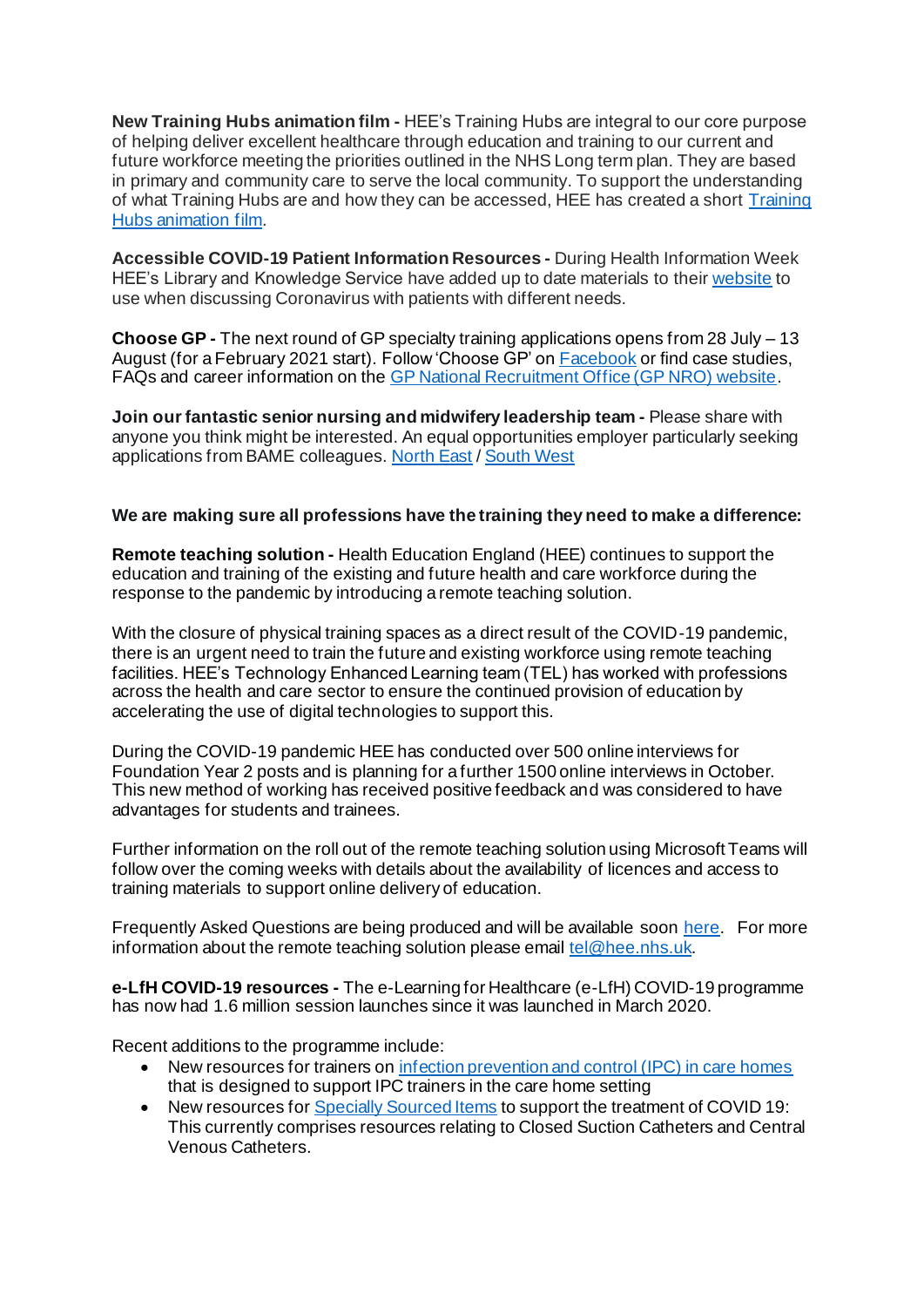**New Training Hubs animation film -** HEE's Training Hubs are integral to our core purpose of helping deliver excellent healthcare through education and training to our current and future workforce meeting the priorities outlined in the NHS Long term plan. They are based in primary and community care to serve the local community. To support the understanding of what Training Hubs are and how they can be accessed, HEE has created a short Training Hubs animation film.

**Accessible COVID-19 Patient Information Resources -** During Health Information Week HEE's Library and Knowledge Service have added up to date materials to their website to use when discussing Coronavirus with patients with different needs.

**Choose GP -** The next round of GP specialty training applications opens from 28 July – 13 August (for a February 2021 start). Follow 'Choose GP' on Facebook or find case studies, FAQs and career information on the GP National Recruitment Office (GP NRO) website.

**Join our fantastic senior nursing and midwifery leadership team -** Please share with anyone you think might be interested. An equal opportunities employer particularly seeking applications from BAME colleagues. North East / South West

**We are making sure all professions have the training they need to make a difference:**

**Remote teaching solution -** Health Education England (HEE) continues to support the education and training of the existing and future health and care workforce during the response to the pandemic by introducing a remote teaching solution.

With the closure of physical training spaces as a direct result of the COVID-19 pandemic, there is an urgent need to train the future and existing workforce using remote teaching facilities. HEE's Technology Enhanced Learning team (TEL) has worked with professions across the health and care sector to ensure the continued provision of education by accelerating the use of digital technologies to support this.

During the COVID-19 pandemic HEE has conducted over 500 online interviews for Foundation Year 2 posts and is planning for a further 1500 online interviews in October. This new method of working has received positive feedback and was considered to have advantages for students and trainees.

Further information on the roll out of the remote teaching solution using Microsoft Teams will follow over the coming weeks with details about the availability of licences and access to training materials to support online delivery of education.

Frequently Asked Questions are being produced and will be available soon here. For more information about the remote teaching solution please email tel@hee.nhs.uk.

**e-LfH COVID-19 resources -** The e-Learning for Healthcare (e-LfH) COVID-19 programme has now had 1.6 million session launches since it was launched in March 2020.

Recent additions to the programme include:

- New resources for trainers on infection prevention and control (IPC) in care homes that is designed to support IPC trainers in the care home setting
- New resources for Specially Sourced Items to support the treatment of COVID 19: This currently comprises resources relating to Closed Suction Catheters and Central Venous Catheters.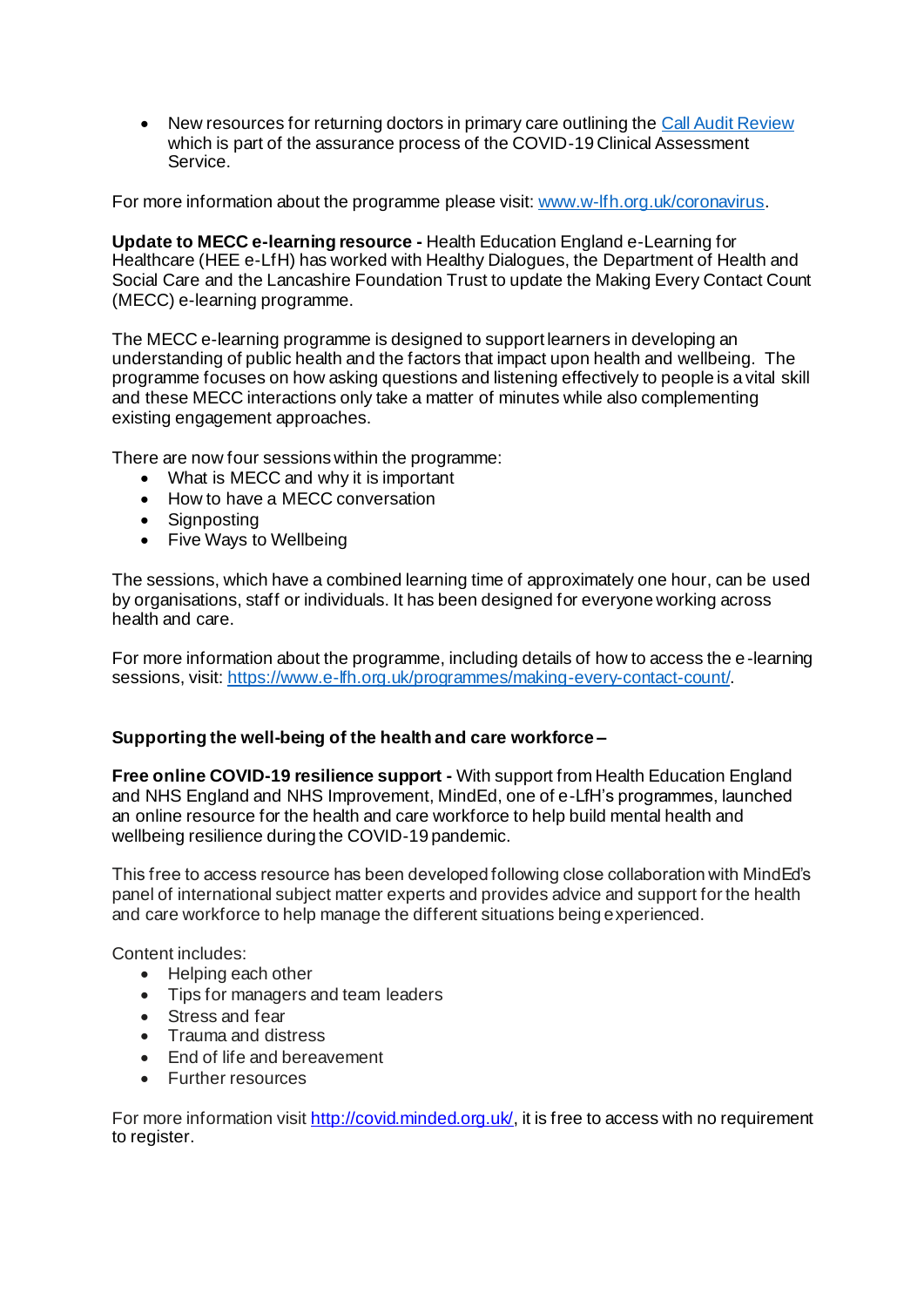- New resources for returning doctors in primary care outlining the [Call Audit Review](#) which is part of the assurance process of the COVID-19 Clinical Assessment Service.

For more information about the programme please visit: [www.w-lfh.org.uk/coronavirus](www.w-lfh.org.uk/coronavirus).

**Update to MECC e-learning resource -** Health Education England e-Learning for Healthcare (HEE e-LfH) has worked with Healthy Dialogues, the Department of Health and Social Care and the Lancashire Foundation Trust to update the Making Every Contact Count (MECC) e-learning programme.

The MECC e-learning programme is designed to support learners in developing an understanding of public health and the factors that impact upon health and wellbeing. The programme focuses on how asking questions and listening effectively to people is a vital skill and these MECC interactions only take a matter of minutes while also complementing existing engagement approaches.

There are now four sessions within the programme:

- What is MECC and why it is important
- How to have a MECC conversation
- Signposting
- Five Ways to Wellbeing

The sessions, which have a combined learning time of approximately one hour, can be used by organisations, staff or individuals. It has been designed for everyone working across health and care.

For more information about the programme, including details of how to access the e-learning sessions, visit: [https://www.e-lfh.org.uk/programmes/making-every-contact-count/](https://www.e-lfh.org.uk/programmes/making-every-contact-count/).

**Supporting the well-being of the health and care workforce –**

**Free online COVID-19 resilience support -** With support from Health Education England and NHS England and NHS Improvement, MindEd, one of e-LfH's programmes, launched an online resource for the health and care workforce to help build mental health and wellbeing resilience during the COVID-19 pandemic.

This free to access resource has been developed following close collaboration with MindEd's panel of international subject matter experts and provides advice and support for the health and care workforce to help manage the different situations being experienced.

Content includes:

- Helping each other
- Tips for managers and team leaders
- Stress and fear
- Trauma and distress
- End of life and bereavement
- Further resources

For more information visit [http://covid.minded.org.uk/](http://covid.minded.org.uk/), it is free to access with no requirement to register.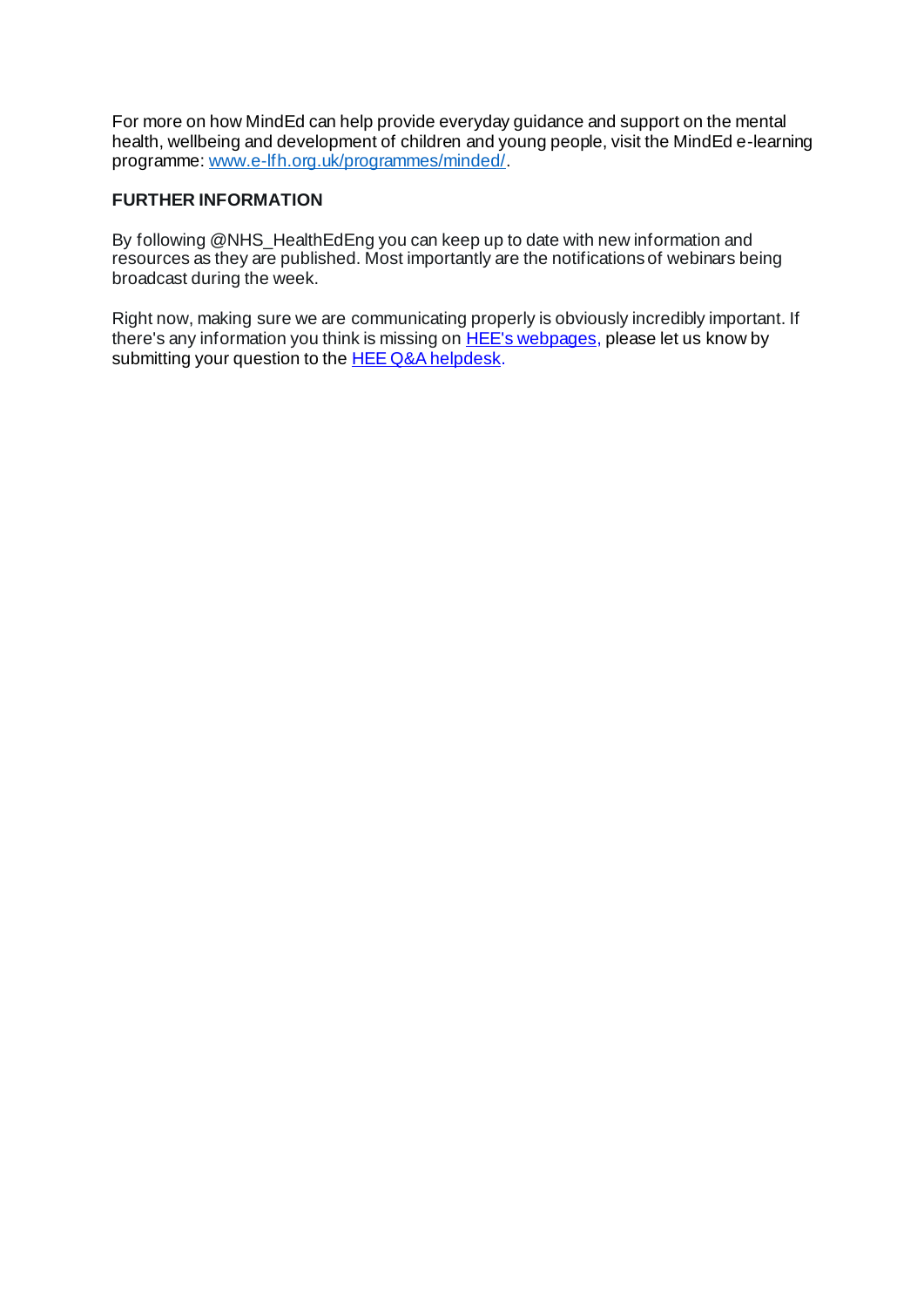For more on how MindEd can help provide everyday guidance and support on the mental health, wellbeing and development of children and young people, visit the MindEd e-learning programme: [www.e-lfh.org.uk/programmes/minded/](www.e-lfh.org.uk/programmes/minded/).

## FURTHER INFORMATION

By following @NHS_HealthEdEng you can keep up to date with new information and resources as they are published. Most importantly are the notifications of webinars being broadcast during the week.

Right now, making sure we are communicating properly is obviously incredibly important. If there's any information you think is missing on HEE's webpages, please let us know by submitting your question to the HEE Q&A helpdesk.